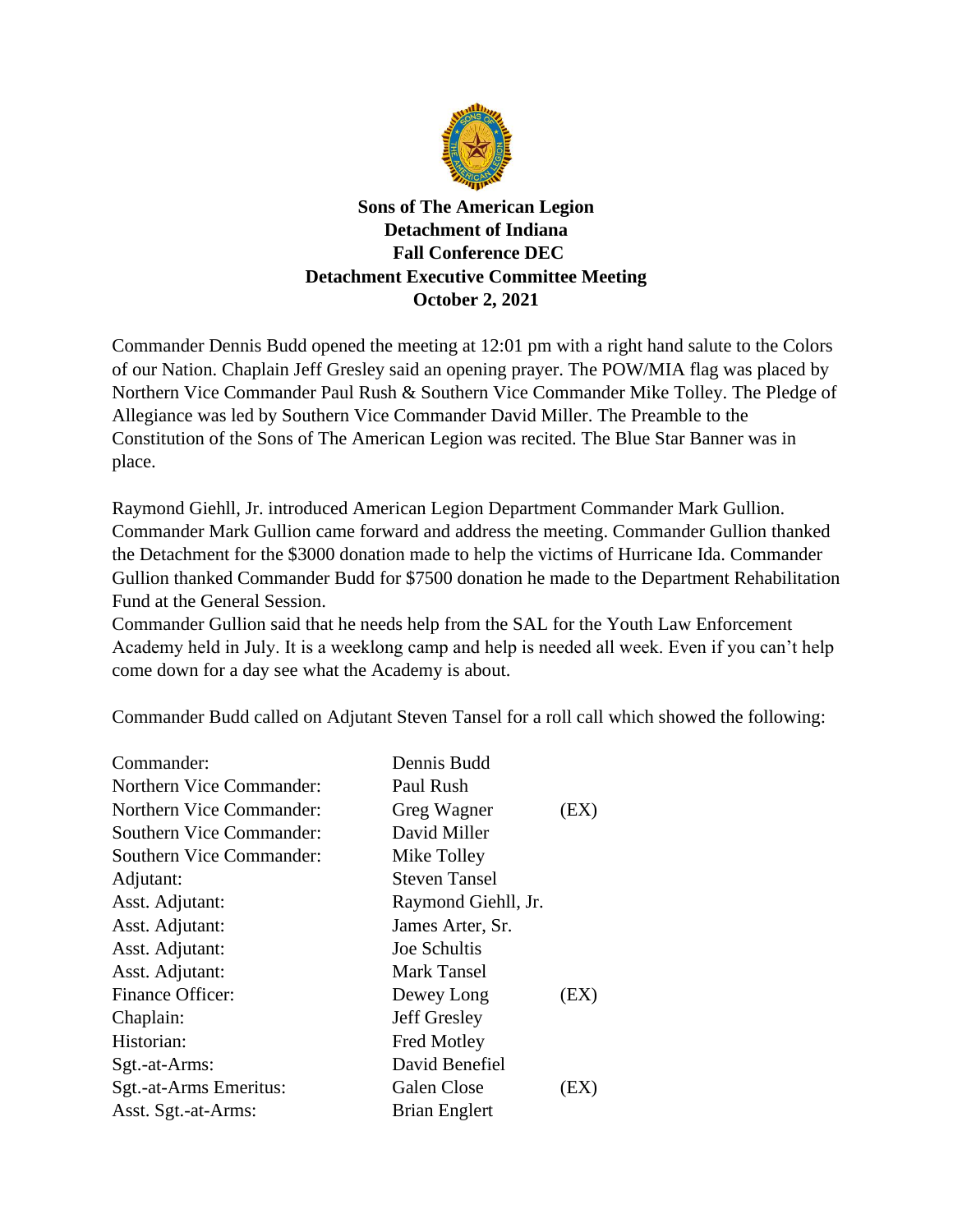**Sons of The American Legion**
**Detachment of Indiana**
**Fall Conference DEC**
**Detachment Executive Committee Meeting**
**October 2, 2021**

Commander Dennis Budd opened the meeting at 12:01 pm with a right hand salute to the Colors of our Nation. Chaplain Jeff Gresley said an opening prayer. The POW/MIA flag was placed by Northern Vice Commander Paul Rush & Southern Vice Commander Mike Tolley. The Pledge of Allegiance was led by Southern Vice Commander David Miller. The Preamble to the Constitution of the Sons of The American Legion was recited. The Blue Star Banner was in place.

Raymond Giehll, Jr. introduced American Legion Department Commander Mark Gullion. Commander Mark Gullion came forward and address the meeting. Commander Gullion thanked the Detachment for the $3000 donation made to help the victims of Hurricane Ida. Commander Gullion thanked Commander Budd for $7500 donation he made to the Department Rehabilitation Fund at the General Session.

Commander Gullion said that he needs help from the SAL for the Youth Law Enforcement Academy held in July. It is a weeklong camp and help is needed all week. Even if you can't help come down for a day see what the Academy is about.

Commander Budd called on Adjutant Steven Tansel for a roll call which showed the following:

| | | |
|---|---|---|
| Commander: | Dennis Budd | |
| Northern Vice Commander: | Paul Rush | |
| Northern Vice Commander: | Greg Wagner | (EX) |
| Southern Vice Commander: | David Miller | |
| Southern Vice Commander: | Mike Tolley | |
| Adjutant: | Steven Tansel | |
| Asst. Adjutant: | Raymond Giehll, Jr. | |
| Asst. Adjutant: | James Arter, Sr. | |
| Asst. Adjutant: | Joe Schultis | |
| Asst. Adjutant: | Mark Tansel | |
| Finance Officer: | Dewey Long | (EX) |
| Chaplain: | Jeff Gresley | |
| Historian: | Fred Motley | |
| Sgt.-at-Arms: | David Benefiel | |
| Sgt.-at-Arms Emeritus: | Galen Close | (EX) |
| Asst. Sgt.-at-Arms: | Brian Englert | |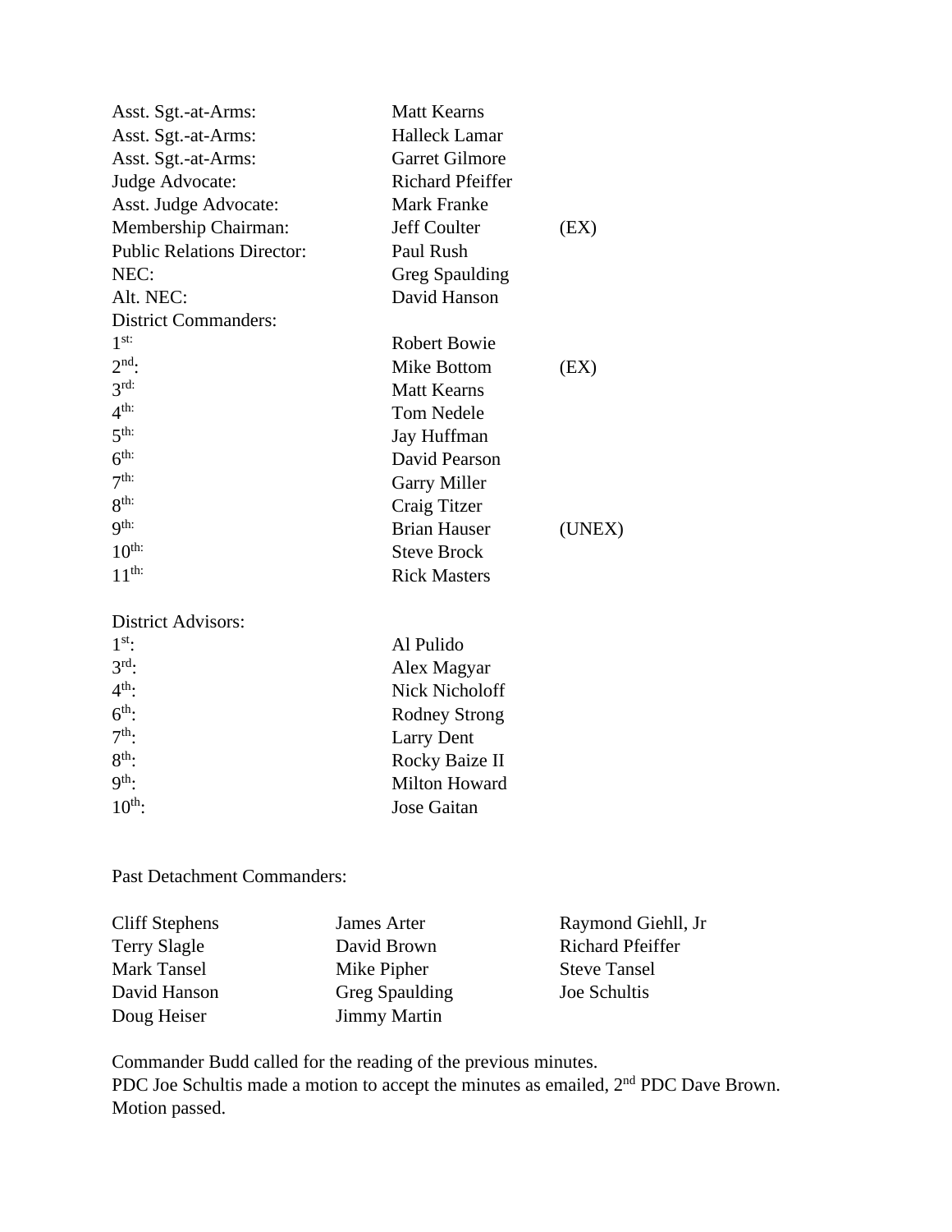| | | |
|---|---|---|
| Asst. Sgt.-at-Arms: | Matt Kearns | |
| Asst. Sgt.-at-Arms: | Halleck Lamar | |
| Asst. Sgt.-at-Arms: | Garret Gilmore | |
| Judge Advocate: | Richard Pfeiffer | |
| Asst. Judge Advocate: | Mark Franke | |
| Membership Chairman: | Jeff Coulter | (EX) |
| Public Relations Director: | Paul Rush | |
| NEC: | Greg Spaulding | |
| Alt. NEC: | David Hanson | |
| District Commanders: | | |
| 1st: | Robert Bowie | |
| 2nd: | Mike Bottom | (EX) |
| 3rd: | Matt Kearns | |
| 4th: | Tom Nedele | |
| 5th: | Jay Huffman | |
| 6th: | David Pearson | |
| 7th: | Garry Miller | |
| 8th: | Craig Titzer | |
| 9th: | Brian Hauser | (UNEX) |
| 10th: | Steve Brock | |
| 11th: | Rick Masters | |

| | |
|---|---|
| District Advisors: | |
| 1st: | Al Pulido |
| 3rd: | Alex Magyar |
| 4th: | Nick Nicholoff |
| 6th: | Rodney Strong |
| 7th: | Larry Dent |
| 8th: | Rocky Baize II |
| 9th: | Milton Howard |
| 10th: | Jose Gaitan |

Past Detachment Commanders:

| | | |
|---|---|---|
| Cliff Stephens | James Arter | Raymond Giehll, Jr |
| Terry Slagle | David Brown | Richard Pfeiffer |
| Mark Tansel | Mike Pipher | Steve Tansel |
| David Hanson | Greg Spaulding | Joe Schultis |
| Doug Heiser | Jimmy Martin | |

Commander Budd called for the reading of the previous minutes.
PDC Joe Schultis made a motion to accept the minutes as emailed, 2nd PDC Dave Brown. Motion passed.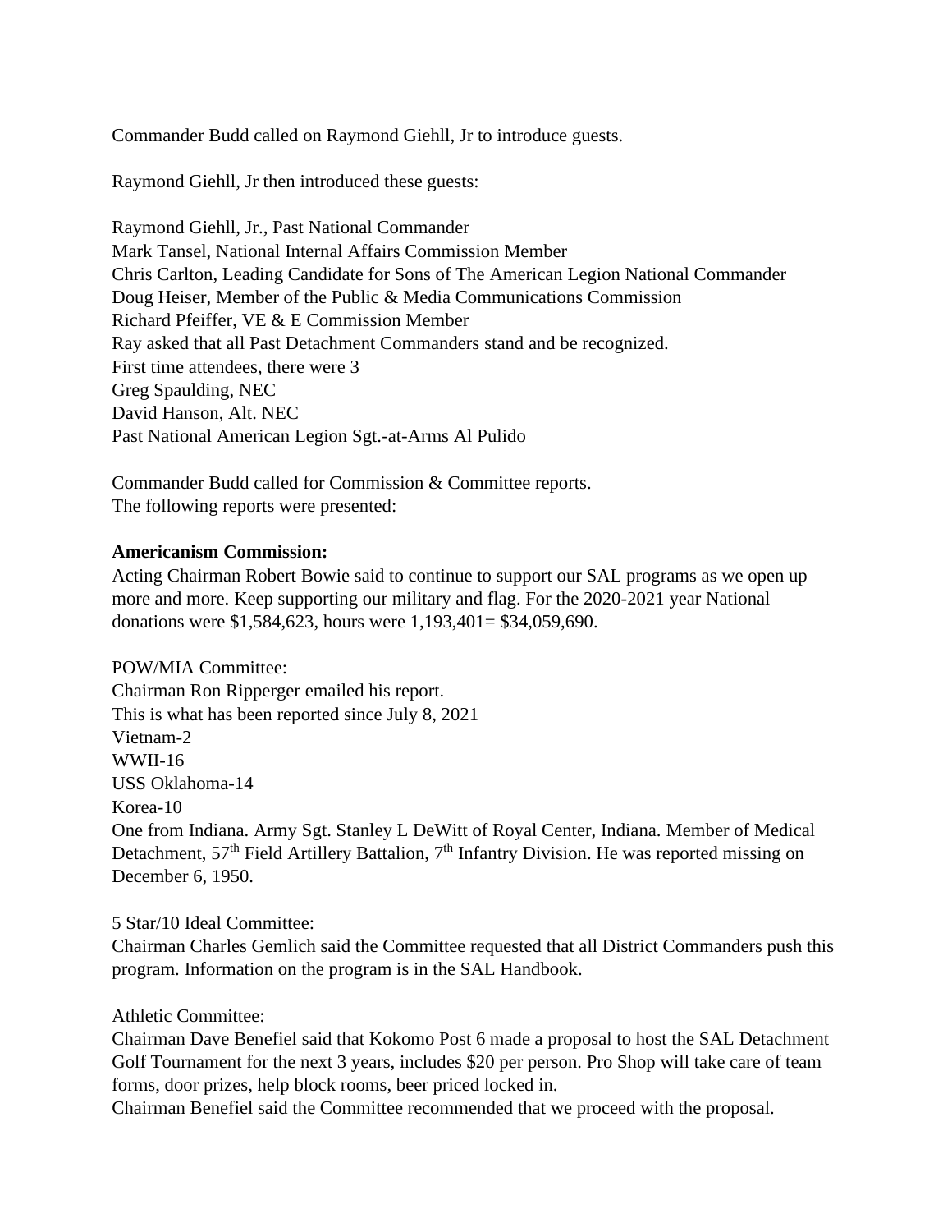Commander Budd called on Raymond Giehll, Jr to introduce guests.

Raymond Giehll, Jr then introduced these guests:

Raymond Giehll, Jr., Past National Commander
Mark Tansel, National Internal Affairs Commission Member
Chris Carlton, Leading Candidate for Sons of The American Legion National Commander
Doug Heiser, Member of the Public & Media Communications Commission
Richard Pfeiffer, VE & E Commission Member
Ray asked that all Past Detachment Commanders stand and be recognized.
First time attendees, there were 3
Greg Spaulding, NEC
David Hanson, Alt. NEC
Past National American Legion Sgt.-at-Arms Al Pulido

Commander Budd called for Commission & Committee reports.
The following reports were presented:

**Americanism Commission:**
Acting Chairman Robert Bowie said to continue to support our SAL programs as we open up more and more. Keep supporting our military and flag. For the 2020-2021 year National donations were $1,584,623, hours were 1,193,401= $34,059,690.

POW/MIA Committee:
Chairman Ron Ripperger emailed his report.
This is what has been reported since July 8, 2021
Vietnam-2
WWII-16
USS Oklahoma-14
Korea-10
One from Indiana. Army Sgt. Stanley L DeWitt of Royal Center, Indiana. Member of Medical Detachment, 57th Field Artillery Battalion, 7th Infantry Division. He was reported missing on December 6, 1950.

5 Star/10 Ideal Committee:
Chairman Charles Gemlich said the Committee requested that all District Commanders push this program. Information on the program is in the SAL Handbook.

Athletic Committee:
Chairman Dave Benefiel said that Kokomo Post 6 made a proposal to host the SAL Detachment Golf Tournament for the next 3 years, includes $20 per person. Pro Shop will take care of team forms, door prizes, help block rooms, beer priced locked in.
Chairman Benefiel said the Committee recommended that we proceed with the proposal.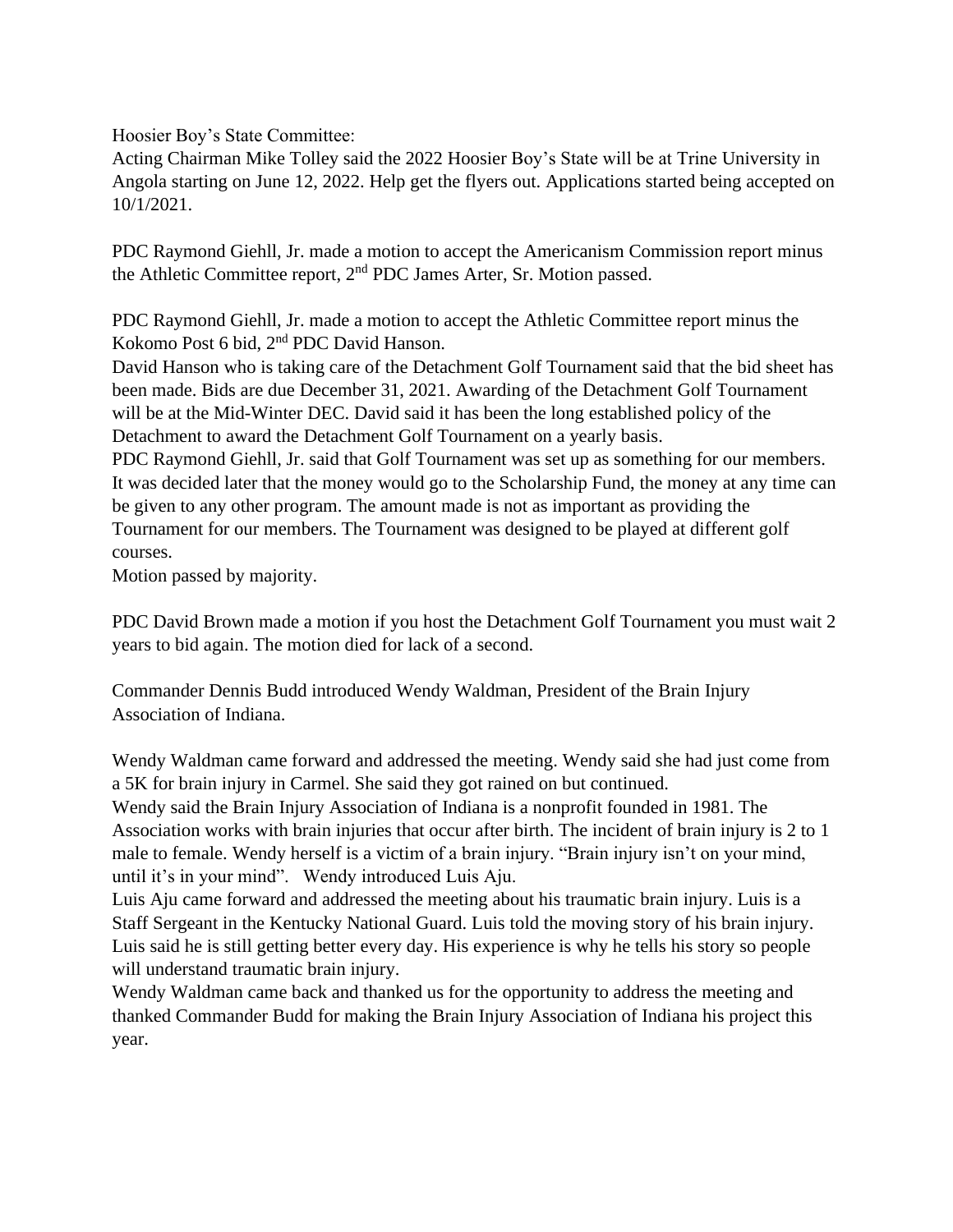Hoosier Boy's State Committee:
Acting Chairman Mike Tolley said the 2022 Hoosier Boy's State will be at Trine University in Angola starting on June 12, 2022. Help get the flyers out. Applications started being accepted on 10/1/2021.

PDC Raymond Giehll, Jr. made a motion to accept the Americanism Commission report minus the Athletic Committee report, 2nd PDC James Arter, Sr. Motion passed.

PDC Raymond Giehll, Jr. made a motion to accept the Athletic Committee report minus the Kokomo Post 6 bid, 2nd PDC David Hanson.
David Hanson who is taking care of the Detachment Golf Tournament said that the bid sheet has been made. Bids are due December 31, 2021. Awarding of the Detachment Golf Tournament will be at the Mid-Winter DEC. David said it has been the long established policy of the Detachment to award the Detachment Golf Tournament on a yearly basis.
PDC Raymond Giehll, Jr. said that Golf Tournament was set up as something for our members. It was decided later that the money would go to the Scholarship Fund, the money at any time can be given to any other program. The amount made is not as important as providing the Tournament for our members. The Tournament was designed to be played at different golf courses.
Motion passed by majority.

PDC David Brown made a motion if you host the Detachment Golf Tournament you must wait 2 years to bid again. The motion died for lack of a second.

Commander Dennis Budd introduced Wendy Waldman, President of the Brain Injury Association of Indiana.

Wendy Waldman came forward and addressed the meeting. Wendy said she had just come from a 5K for brain injury in Carmel. She said they got rained on but continued.
Wendy said the Brain Injury Association of Indiana is a nonprofit founded in 1981. The Association works with brain injuries that occur after birth. The incident of brain injury is 2 to 1 male to female. Wendy herself is a victim of a brain injury. "Brain injury isn't on your mind, until it's in your mind". Wendy introduced Luis Aju.
Luis Aju came forward and addressed the meeting about his traumatic brain injury. Luis is a Staff Sergeant in the Kentucky National Guard. Luis told the moving story of his brain injury. Luis said he is still getting better every day. His experience is why he tells his story so people will understand traumatic brain injury.
Wendy Waldman came back and thanked us for the opportunity to address the meeting and thanked Commander Budd for making the Brain Injury Association of Indiana his project this year.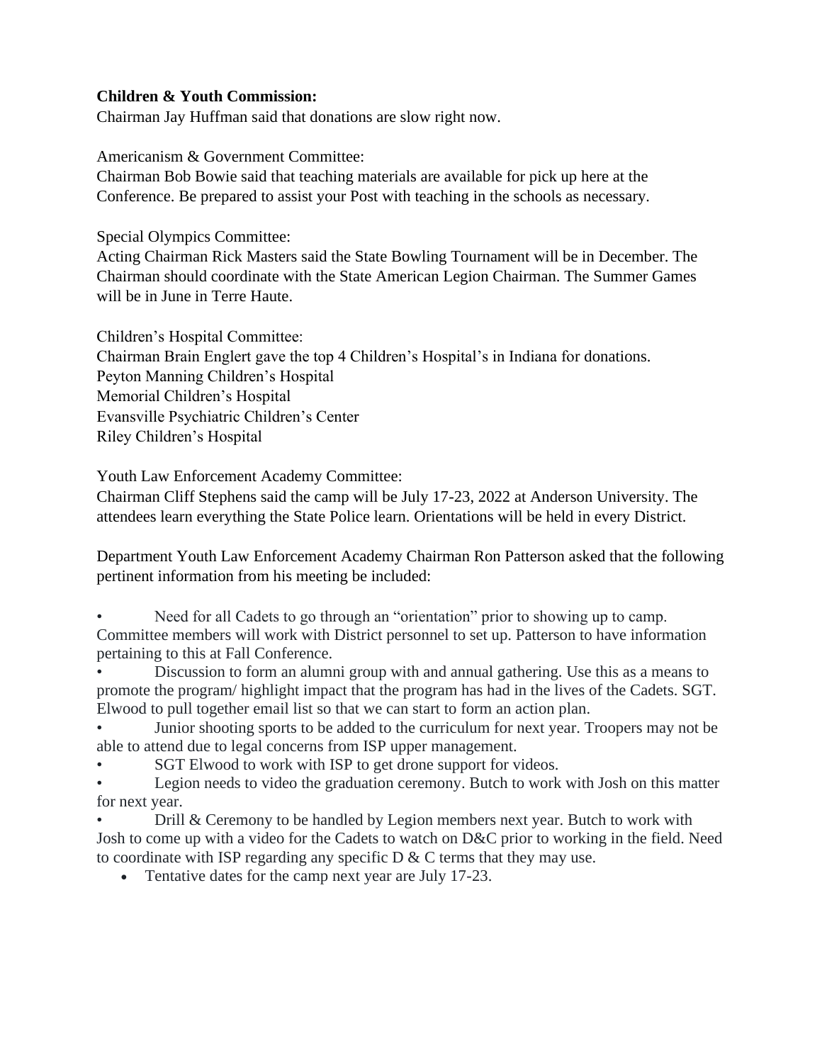**Children & Youth Commission:**
Chairman Jay Huffman said that donations are slow right now.

Americanism & Government Committee:
Chairman Bob Bowie said that teaching materials are available for pick up here at the Conference. Be prepared to assist your Post with teaching in the schools as necessary.

Special Olympics Committee:
Acting Chairman Rick Masters said the State Bowling Tournament will be in December. The Chairman should coordinate with the State American Legion Chairman. The Summer Games will be in June in Terre Haute.

Children's Hospital Committee:
Chairman Brain Englert gave the top 4 Children's Hospital's in Indiana for donations.
Peyton Manning Children's Hospital
Memorial Children's Hospital
Evansville Psychiatric Children's Center
Riley Children's Hospital

Youth Law Enforcement Academy Committee:
Chairman Cliff Stephens said the camp will be July 17-23, 2022 at Anderson University. The attendees learn everything the State Police learn. Orientations will be held in every District.

Department Youth Law Enforcement Academy Chairman Ron Patterson asked that the following pertinent information from his meeting be included:

- Need for all Cadets to go through an "orientation" prior to showing up to camp. Committee members will work with District personnel to set up. Patterson to have information pertaining to this at Fall Conference.
- Discussion to form an alumni group with and annual gathering. Use this as a means to promote the program/ highlight impact that the program has had in the lives of the Cadets. SGT. Elwood to pull together email list so that we can start to form an action plan.
- Junior shooting sports to be added to the curriculum for next year. Troopers may not be able to attend due to legal concerns from ISP upper management.
- SGT Elwood to work with ISP to get drone support for videos.
- Legion needs to video the graduation ceremony. Butch to work with Josh on this matter for next year.
- Drill & Ceremony to be handled by Legion members next year. Butch to work with Josh to come up with a video for the Cadets to watch on D&C prior to working in the field. Need to coordinate with ISP regarding any specific D & C terms that they may use.
- Tentative dates for the camp next year are July 17-23.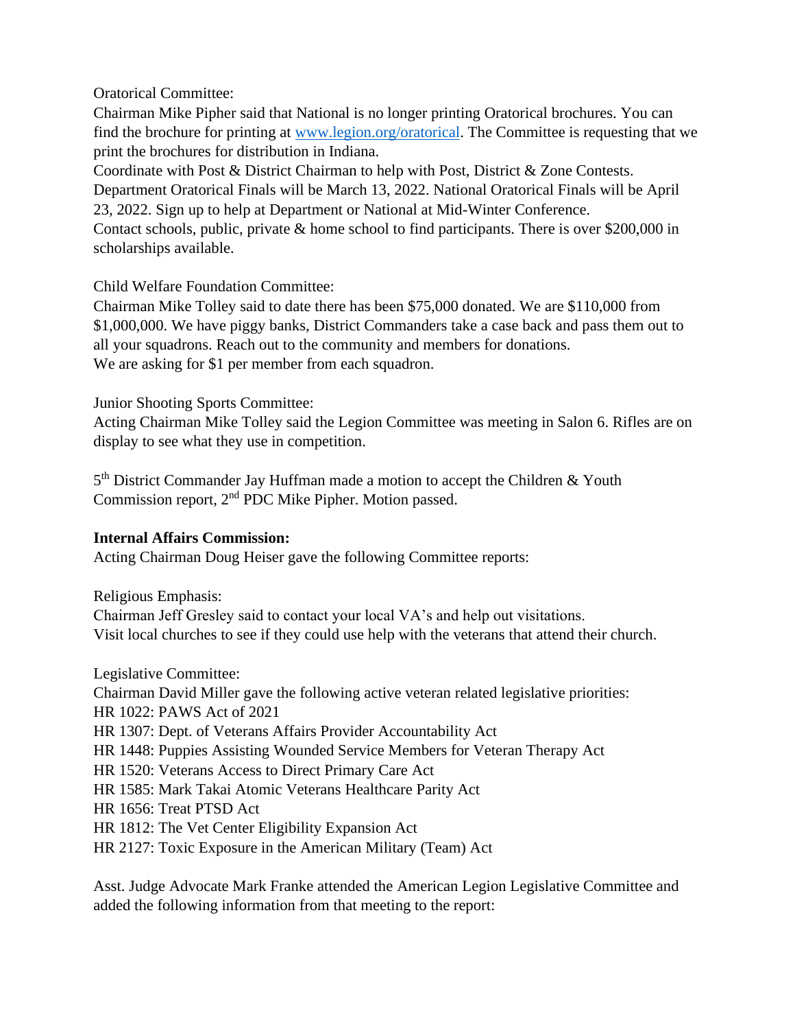Oratorical Committee:
Chairman Mike Pipher said that National is no longer printing Oratorical brochures. You can find the brochure for printing at [www.legion.org/oratorical](www.legion.org/oratorical). The Committee is requesting that we print the brochures for distribution in Indiana.
Coordinate with Post & District Chairman to help with Post, District & Zone Contests.
Department Oratorical Finals will be March 13, 2022. National Oratorical Finals will be April 23, 2022. Sign up to help at Department or National at Mid-Winter Conference.
Contact schools, public, private & home school to find participants. There is over $200,000 in scholarships available.

Child Welfare Foundation Committee:
Chairman Mike Tolley said to date there has been $75,000 donated. We are $110,000 from $1,000,000. We have piggy banks, District Commanders take a case back and pass them out to all your squadrons. Reach out to the community and members for donations.
We are asking for $1 per member from each squadron.

Junior Shooting Sports Committee:
Acting Chairman Mike Tolley said the Legion Committee was meeting in Salon 6. Rifles are on display to see what they use in competition.

5th District Commander Jay Huffman made a motion to accept the Children & Youth Commission report, 2nd PDC Mike Pipher. Motion passed.

**Internal Affairs Commission:**
Acting Chairman Doug Heiser gave the following Committee reports:

Religious Emphasis:
Chairman Jeff Gresley said to contact your local VA's and help out visitations.
Visit local churches to see if they could use help with the veterans that attend their church.

Legislative Committee:
Chairman David Miller gave the following active veteran related legislative priorities:
HR 1022: PAWS Act of 2021
HR 1307: Dept. of Veterans Affairs Provider Accountability Act
HR 1448: Puppies Assisting Wounded Service Members for Veteran Therapy Act
HR 1520: Veterans Access to Direct Primary Care Act
HR 1585: Mark Takai Atomic Veterans Healthcare Parity Act
HR 1656: Treat PTSD Act
HR 1812: The Vet Center Eligibility Expansion Act
HR 2127: Toxic Exposure in the American Military (Team) Act

Asst. Judge Advocate Mark Franke attended the American Legion Legislative Committee and added the following information from that meeting to the report: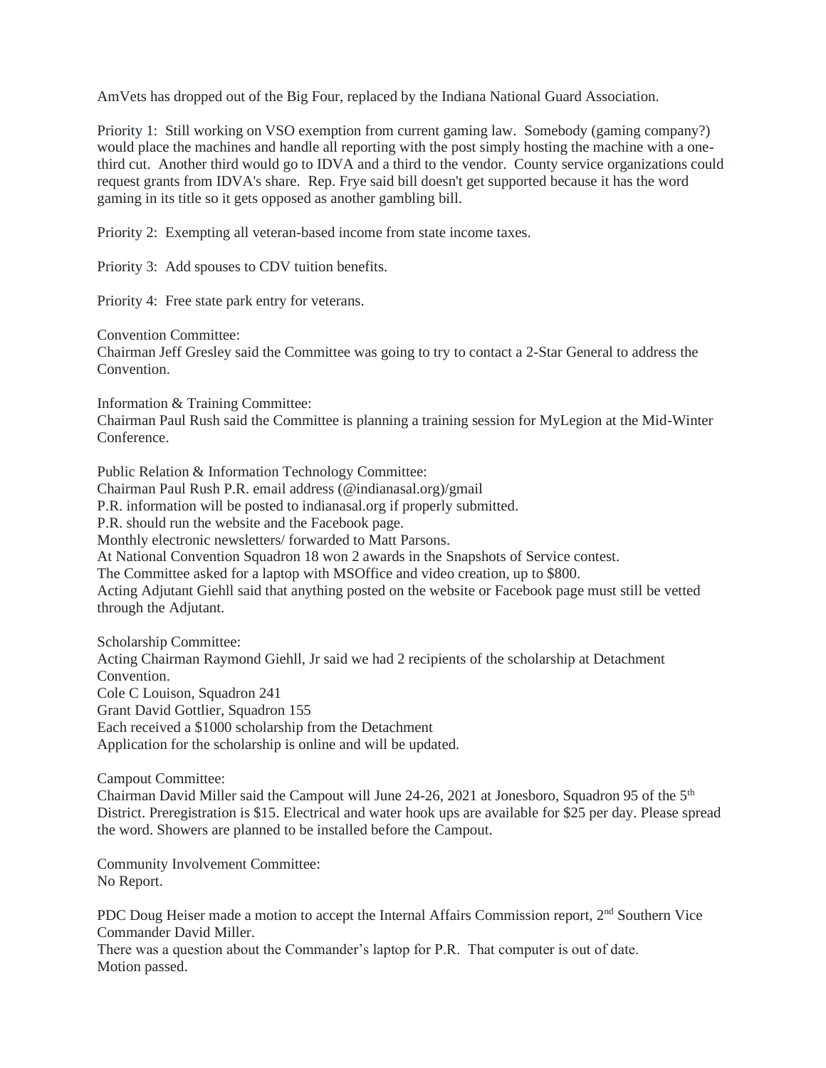AmVets has dropped out of the Big Four, replaced by the Indiana National Guard Association.

Priority 1: Still working on VSO exemption from current gaming law. Somebody (gaming company?) would place the machines and handle all reporting with the post simply hosting the machine with a one-third cut. Another third would go to IDVA and a third to the vendor. County service organizations could request grants from IDVA's share. Rep. Frye said bill doesn't get supported because it has the word gaming in its title so it gets opposed as another gambling bill.

Priority 2: Exempting all veteran-based income from state income taxes.

Priority 3: Add spouses to CDV tuition benefits.

Priority 4: Free state park entry for veterans.

Convention Committee:
Chairman Jeff Gresley said the Committee was going to try to contact a 2-Star General to address the Convention.

Information & Training Committee:
Chairman Paul Rush said the Committee is planning a training session for MyLegion at the Mid-Winter Conference.

Public Relation & Information Technology Committee:
Chairman Paul Rush P.R. email address (@indianasal.org)/gmail
P.R. information will be posted to indianasal.org if properly submitted.
P.R. should run the website and the Facebook page.
Monthly electronic newsletters/ forwarded to Matt Parsons.
At National Convention Squadron 18 won 2 awards in the Snapshots of Service contest.
The Committee asked for a laptop with MSOffice and video creation, up to $800.
Acting Adjutant Giehll said that anything posted on the website or Facebook page must still be vetted through the Adjutant.

Scholarship Committee:
Acting Chairman Raymond Giehll, Jr said we had 2 recipients of the scholarship at Detachment Convention.
Cole C Louison, Squadron 241
Grant David Gottlier, Squadron 155
Each received a $1000 scholarship from the Detachment
Application for the scholarship is online and will be updated.

Campout Committee:
Chairman David Miller said the Campout will June 24-26, 2021 at Jonesboro, Squadron 95 of the 5th District. Preregistration is $15. Electrical and water hook ups are available for $25 per day. Please spread the word. Showers are planned to be installed before the Campout.

Community Involvement Committee:
No Report.

PDC Doug Heiser made a motion to accept the Internal Affairs Commission report, 2nd Southern Vice Commander David Miller.
There was a question about the Commander's laptop for P.R. That computer is out of date.
Motion passed.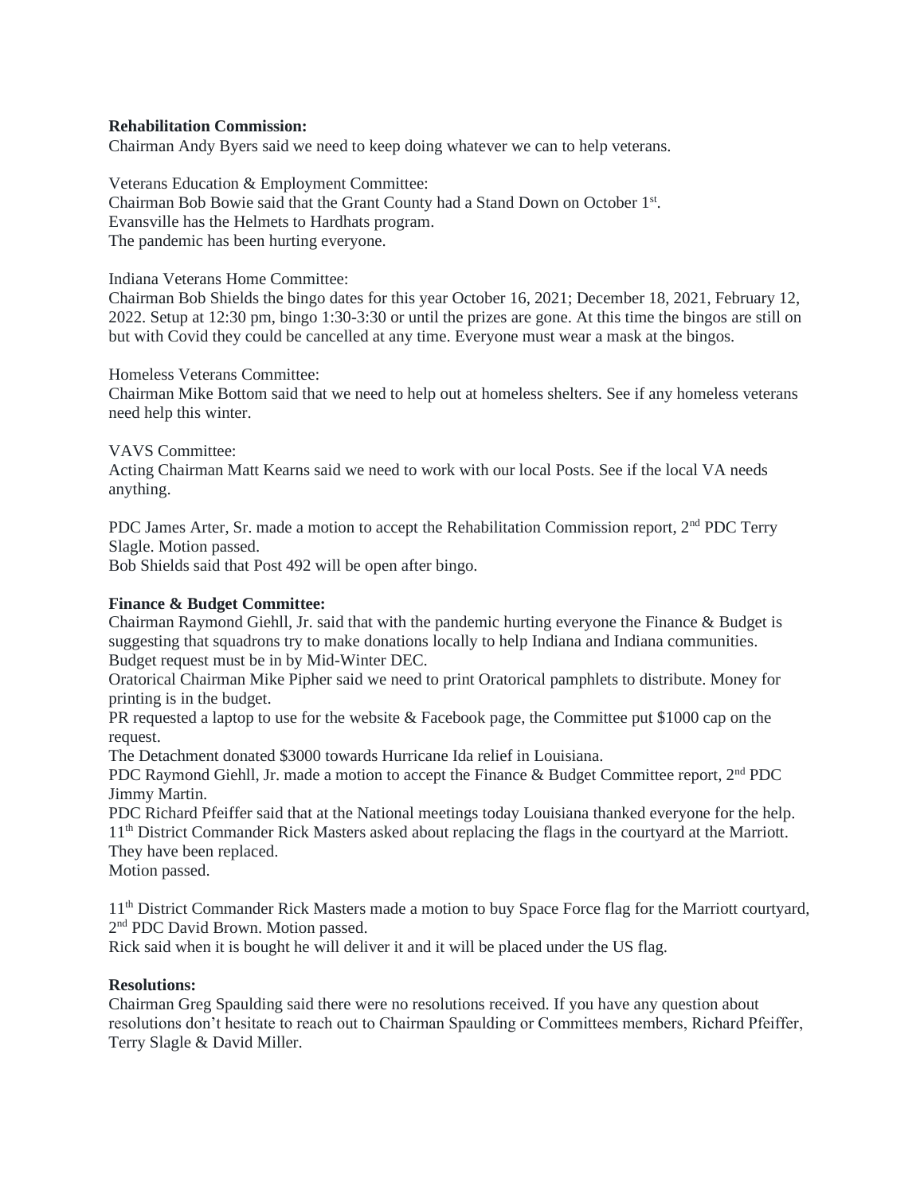**Rehabilitation Commission:**
Chairman Andy Byers said we need to keep doing whatever we can to help veterans.

Veterans Education & Employment Committee:
Chairman Bob Bowie said that the Grant County had a Stand Down on October 1st.
Evansville has the Helmets to Hardhats program.
The pandemic has been hurting everyone.

Indiana Veterans Home Committee:
Chairman Bob Shields the bingo dates for this year October 16, 2021; December 18, 2021, February 12, 2022. Setup at 12:30 pm, bingo 1:30-3:30 or until the prizes are gone. At this time the bingos are still on but with Covid they could be cancelled at any time. Everyone must wear a mask at the bingos.

Homeless Veterans Committee:
Chairman Mike Bottom said that we need to help out at homeless shelters. See if any homeless veterans need help this winter.

VAVS Committee:
Acting Chairman Matt Kearns said we need to work with our local Posts. See if the local VA needs anything.

PDC James Arter, Sr. made a motion to accept the Rehabilitation Commission report, 2nd PDC Terry Slagle. Motion passed.
Bob Shields said that Post 492 will be open after bingo.

**Finance & Budget Committee:**
Chairman Raymond Giehll, Jr. said that with the pandemic hurting everyone the Finance & Budget is suggesting that squadrons try to make donations locally to help Indiana and Indiana communities.
Budget request must be in by Mid-Winter DEC.
Oratorical Chairman Mike Pipher said we need to print Oratorical pamphlets to distribute. Money for printing is in the budget.
PR requested a laptop to use for the website & Facebook page, the Committee put $1000 cap on the request.
The Detachment donated $3000 towards Hurricane Ida relief in Louisiana.
PDC Raymond Giehll, Jr. made a motion to accept the Finance & Budget Committee report, 2nd PDC Jimmy Martin.
PDC Richard Pfeiffer said that at the National meetings today Louisiana thanked everyone for the help.
11th District Commander Rick Masters asked about replacing the flags in the courtyard at the Marriott. They have been replaced.
Motion passed.

11th District Commander Rick Masters made a motion to buy Space Force flag for the Marriott courtyard, 2nd PDC David Brown. Motion passed.
Rick said when it is bought he will deliver it and it will be placed under the US flag.

**Resolutions:**
Chairman Greg Spaulding said there were no resolutions received. If you have any question about resolutions don't hesitate to reach out to Chairman Spaulding or Committees members, Richard Pfeiffer, Terry Slagle & David Miller.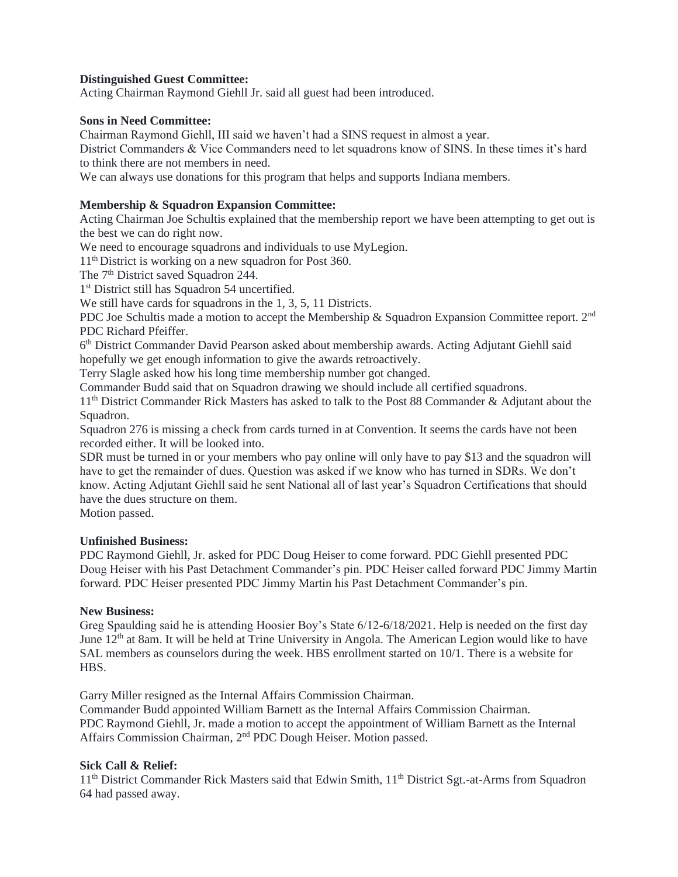**Distinguished Guest Committee:**
Acting Chairman Raymond Giehll Jr. said all guest had been introduced.

**Sons in Need Committee:**
Chairman Raymond Giehll, III said we haven't had a SINS request in almost a year.
District Commanders & Vice Commanders need to let squadrons know of SINS. In these times it's hard to think there are not members in need.
We can always use donations for this program that helps and supports Indiana members.

**Membership & Squadron Expansion Committee:**
Acting Chairman Joe Schultis explained that the membership report we have been attempting to get out is the best we can do right now.
We need to encourage squadrons and individuals to use MyLegion.
11th District is working on a new squadron for Post 360.
The 7th District saved Squadron 244.
1st District still has Squadron 54 uncertified.
We still have cards for squadrons in the 1, 3, 5, 11 Districts.
PDC Joe Schultis made a motion to accept the Membership & Squadron Expansion Committee report. 2nd PDC Richard Pfeiffer.
6th District Commander David Pearson asked about membership awards. Acting Adjutant Giehll said hopefully we get enough information to give the awards retroactively.
Terry Slagle asked how his long time membership number got changed.
Commander Budd said that on Squadron drawing we should include all certified squadrons.
11th District Commander Rick Masters has asked to talk to the Post 88 Commander & Adjutant about the Squadron.
Squadron 276 is missing a check from cards turned in at Convention. It seems the cards have not been recorded either. It will be looked into.
SDR must be turned in or your members who pay online will only have to pay $13 and the squadron will have to get the remainder of dues. Question was asked if we know who has turned in SDRs. We don't know. Acting Adjutant Giehll said he sent National all of last year's Squadron Certifications that should have the dues structure on them.
Motion passed.

**Unfinished Business:**
PDC Raymond Giehll, Jr. asked for PDC Doug Heiser to come forward. PDC Giehll presented PDC Doug Heiser with his Past Detachment Commander's pin. PDC Heiser called forward PDC Jimmy Martin forward. PDC Heiser presented PDC Jimmy Martin his Past Detachment Commander's pin.

**New Business:**
Greg Spaulding said he is attending Hoosier Boy's State 6/12-6/18/2021. Help is needed on the first day June 12th at 8am. It will be held at Trine University in Angola. The American Legion would like to have SAL members as counselors during the week. HBS enrollment started on 10/1. There is a website for HBS.

Garry Miller resigned as the Internal Affairs Commission Chairman.
Commander Budd appointed William Barnett as the Internal Affairs Commission Chairman.
PDC Raymond Giehll, Jr. made a motion to accept the appointment of William Barnett as the Internal Affairs Commission Chairman, 2nd PDC Dough Heiser. Motion passed.

**Sick Call & Relief:**
11th District Commander Rick Masters said that Edwin Smith, 11th District Sgt.-at-Arms from Squadron 64 had passed away.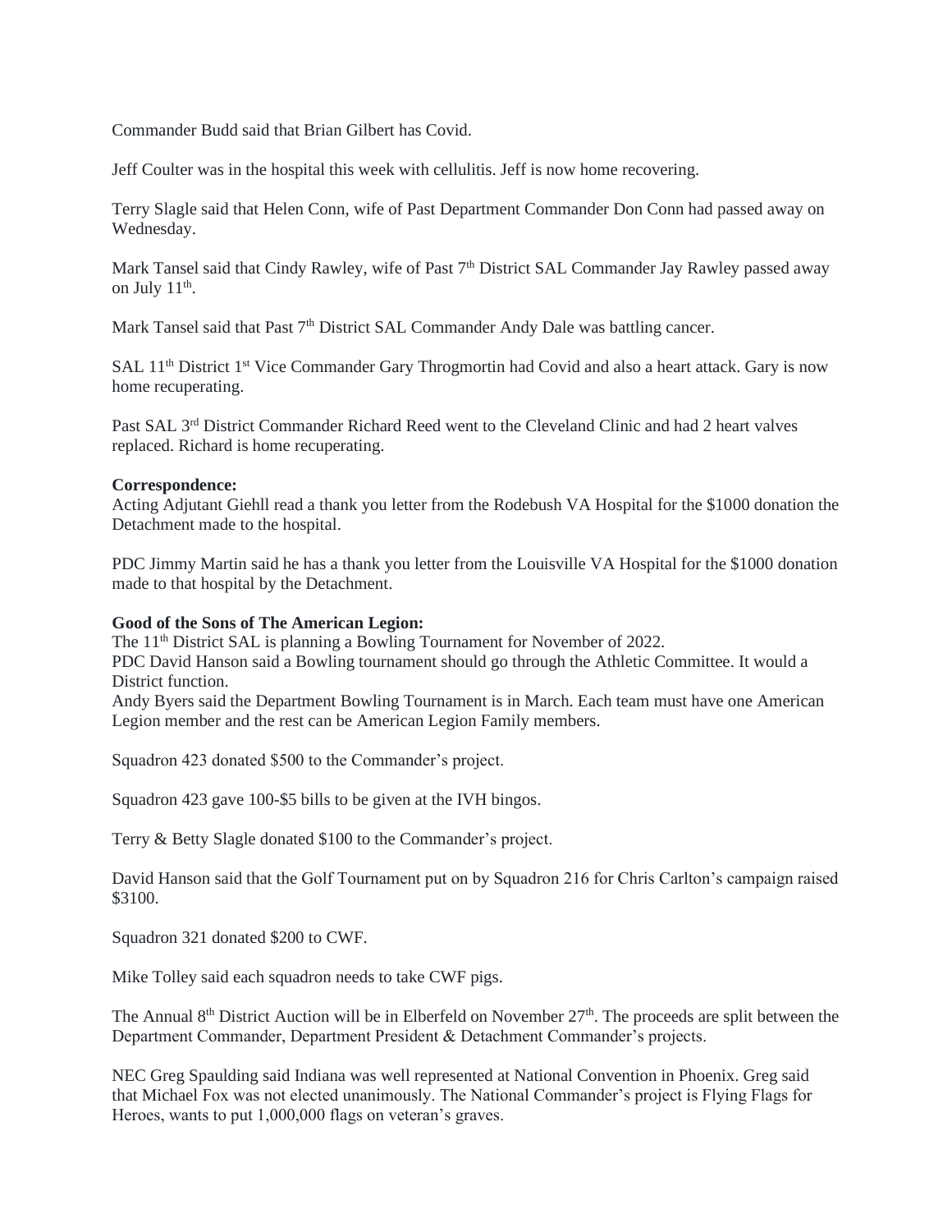Commander Budd said that Brian Gilbert has Covid.

Jeff Coulter was in the hospital this week with cellulitis. Jeff is now home recovering.

Terry Slagle said that Helen Conn, wife of Past Department Commander Don Conn had passed away on Wednesday.

Mark Tansel said that Cindy Rawley, wife of Past 7th District SAL Commander Jay Rawley passed away on July 11th.

Mark Tansel said that Past 7th District SAL Commander Andy Dale was battling cancer.

SAL 11th District 1st Vice Commander Gary Throgmortin had Covid and also a heart attack. Gary is now home recuperating.

Past SAL 3rd District Commander Richard Reed went to the Cleveland Clinic and had 2 heart valves replaced. Richard is home recuperating.

**Correspondence:**
Acting Adjutant Giehll read a thank you letter from the Rodebush VA Hospital for the $1000 donation the Detachment made to the hospital.

PDC Jimmy Martin said he has a thank you letter from the Louisville VA Hospital for the $1000 donation made to that hospital by the Detachment.

**Good of the Sons of The American Legion:**
The 11th District SAL is planning a Bowling Tournament for November of 2022.
PDC David Hanson said a Bowling tournament should go through the Athletic Committee. It would a District function.
Andy Byers said the Department Bowling Tournament is in March. Each team must have one American Legion member and the rest can be American Legion Family members.

Squadron 423 donated $500 to the Commander's project.

Squadron 423 gave 100-$5 bills to be given at the IVH bingos.

Terry & Betty Slagle donated $100 to the Commander's project.

David Hanson said that the Golf Tournament put on by Squadron 216 for Chris Carlton's campaign raised $3100.

Squadron 321 donated $200 to CWF.

Mike Tolley said each squadron needs to take CWF pigs.

The Annual 8th District Auction will be in Elberfeld on November 27th. The proceeds are split between the Department Commander, Department President & Detachment Commander's projects.

NEC Greg Spaulding said Indiana was well represented at National Convention in Phoenix. Greg said that Michael Fox was not elected unanimously. The National Commander's project is Flying Flags for Heroes, wants to put 1,000,000 flags on veteran's graves.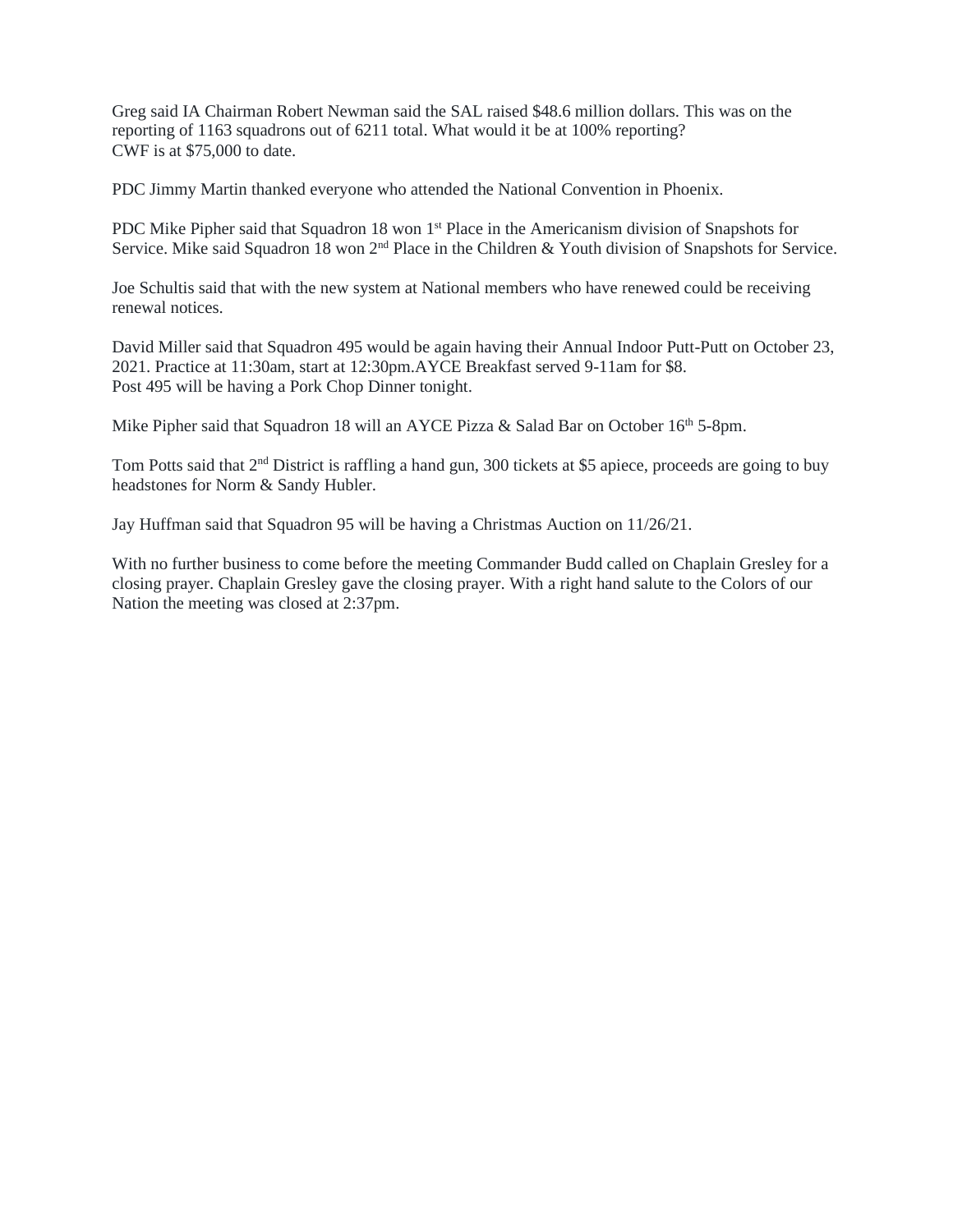Greg said IA Chairman Robert Newman said the SAL raised $48.6 million dollars. This was on the reporting of 1163 squadrons out of 6211 total. What would it be at 100% reporting?
CWF is at $75,000 to date.

PDC Jimmy Martin thanked everyone who attended the National Convention in Phoenix.

PDC Mike Pipher said that Squadron 18 won 1st Place in the Americanism division of Snapshots for Service. Mike said Squadron 18 won 2nd Place in the Children & Youth division of Snapshots for Service.

Joe Schultis said that with the new system at National members who have renewed could be receiving renewal notices.

David Miller said that Squadron 495 would be again having their Annual Indoor Putt-Putt on October 23, 2021. Practice at 11:30am, start at 12:30pm.AYCE Breakfast served 9-11am for $8.
Post 495 will be having a Pork Chop Dinner tonight.

Mike Pipher said that Squadron 18 will an AYCE Pizza & Salad Bar on October 16th 5-8pm.

Tom Potts said that 2nd District is raffling a hand gun, 300 tickets at $5 apiece, proceeds are going to buy headstones for Norm & Sandy Hubler.

Jay Huffman said that Squadron 95 will be having a Christmas Auction on 11/26/21.

With no further business to come before the meeting Commander Budd called on Chaplain Gresley for a closing prayer. Chaplain Gresley gave the closing prayer. With a right hand salute to the Colors of our Nation the meeting was closed at 2:37pm.